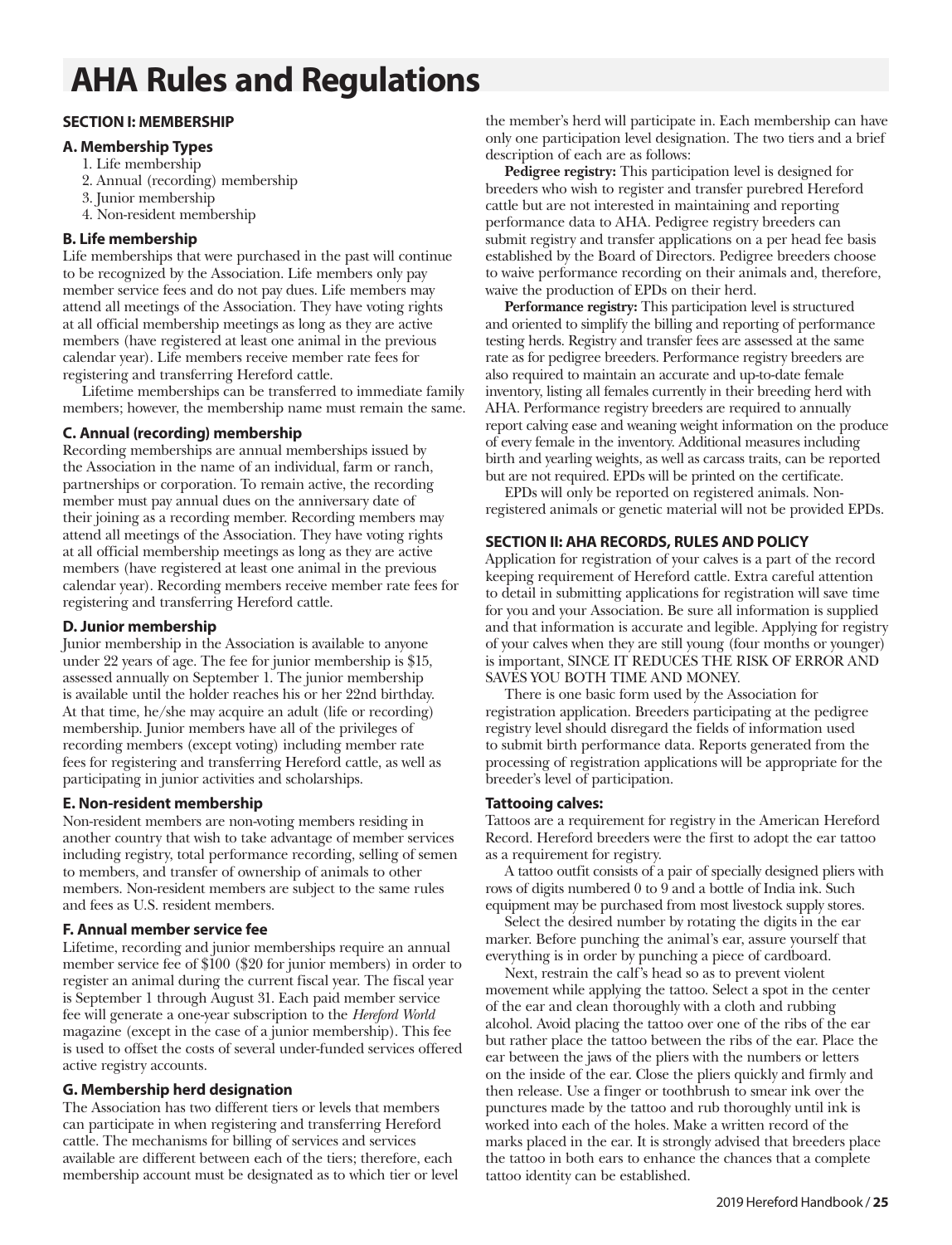# AHA Rules and Regulations

## SECTION I: MEMBERSHIP

### A. Membership Types

1. Life membership
2. Annual (recording) membership
3. Junior membership
4. Non-resident membership

### B. Life membership

Life memberships that were purchased in the past will continue to be recognized by the Association. Life members only pay member service fees and do not pay dues. Life members may attend all meetings of the Association. They have voting rights at all official membership meetings as long as they are active members (have registered at least one animal in the previous calendar year). Life members receive member rate fees for registering and transferring Hereford cattle.

Lifetime memberships can be transferred to immediate family members; however, the membership name must remain the same.

### C. Annual (recording) membership

Recording memberships are annual memberships issued by the Association in the name of an individual, farm or ranch, partnerships or corporation. To remain active, the recording member must pay annual dues on the anniversary date of their joining as a recording member. Recording members may attend all meetings of the Association. They have voting rights at all official membership meetings as long as they are active members (have registered at least one animal in the previous calendar year). Recording members receive member rate fees for registering and transferring Hereford cattle.

### D. Junior membership

Junior membership in the Association is available to anyone under 22 years of age. The fee for junior membership is $15, assessed annually on September 1. The junior membership is available until the holder reaches his or her 22nd birthday. At that time, he/she may acquire an adult (life or recording) membership. Junior members have all of the privileges of recording members (except voting) including member rate fees for registering and transferring Hereford cattle, as well as participating in junior activities and scholarships.

### E. Non-resident membership

Non-resident members are non-voting members residing in another country that wish to take advantage of member services including registry, total performance recording, selling of semen to members, and transfer of ownership of animals to other members. Non-resident members are subject to the same rules and fees as U.S. resident members.

### F. Annual member service fee

Lifetime, recording and junior memberships require an annual member service fee of $100 ($20 for junior members) in order to register an animal during the current fiscal year. The fiscal year is September 1 through August 31. Each paid member service fee will generate a one-year subscription to the *Hereford World* magazine (except in the case of a junior membership). This fee is used to offset the costs of several under-funded services offered active registry accounts.

### G. Membership herd designation

The Association has two different tiers or levels that members can participate in when registering and transferring Hereford cattle. The mechanisms for billing of services and services available are different between each of the tiers; therefore, each membership account must be designated as to which tier or level the member's herd will participate in. Each membership can have only one participation level designation. The two tiers and a brief description of each are as follows:

**Pedigree registry:** This participation level is designed for breeders who wish to register and transfer purebred Hereford cattle but are not interested in maintaining and reporting performance data to AHA. Pedigree registry breeders can submit registry and transfer applications on a per head fee basis established by the Board of Directors. Pedigree breeders choose to waive performance recording on their animals and, therefore, waive the production of EPDs on their herd.

**Performance registry:** This participation level is structured and oriented to simplify the billing and reporting of performance testing herds. Registry and transfer fees are assessed at the same rate as for pedigree breeders. Performance registry breeders are also required to maintain an accurate and up-to-date female inventory, listing all females currently in their breeding herd with AHA. Performance registry breeders are required to annually report calving ease and weaning weight information on the produce of every female in the inventory. Additional measures including birth and yearling weights, as well as carcass traits, can be reported but are not required. EPDs will be printed on the certificate.

EPDs will only be reported on registered animals. Non-registered animals or genetic material will not be provided EPDs.

## SECTION II: AHA RECORDS, RULES AND POLICY

Application for registration of your calves is a part of the record keeping requirement of Hereford cattle. Extra careful attention to detail in submitting applications for registration will save time for you and your Association. Be sure all information is supplied and that information is accurate and legible. Applying for registry of your calves when they are still young (four months or younger) is important, SINCE IT REDUCES THE RISK OF ERROR AND SAVES YOU BOTH TIME AND MONEY.

There is one basic form used by the Association for registration application. Breeders participating at the pedigree registry level should disregard the fields of information used to submit birth performance data. Reports generated from the processing of registration applications will be appropriate for the breeder's level of participation.

### Tattooing calves:

Tattoos are a requirement for registry in the American Hereford Record. Hereford breeders were the first to adopt the ear tattoo as a requirement for registry.

A tattoo outfit consists of a pair of specially designed pliers with rows of digits numbered 0 to 9 and a bottle of India ink. Such equipment may be purchased from most livestock supply stores.

Select the desired number by rotating the digits in the ear marker. Before punching the animal's ear, assure yourself that everything is in order by punching a piece of cardboard.

Next, restrain the calf's head so as to prevent violent movement while applying the tattoo. Select a spot in the center of the ear and clean thoroughly with a cloth and rubbing alcohol. Avoid placing the tattoo over one of the ribs of the ear but rather place the tattoo between the ribs of the ear. Place the ear between the jaws of the pliers with the numbers or letters on the inside of the ear. Close the pliers quickly and firmly and then release. Use a finger or toothbrush to smear ink over the punctures made by the tattoo and rub thoroughly until ink is worked into each of the holes. Make a written record of the marks placed in the ear. It is strongly advised that breeders place the tattoo in both ears to enhance the chances that a complete tattoo identity can be established.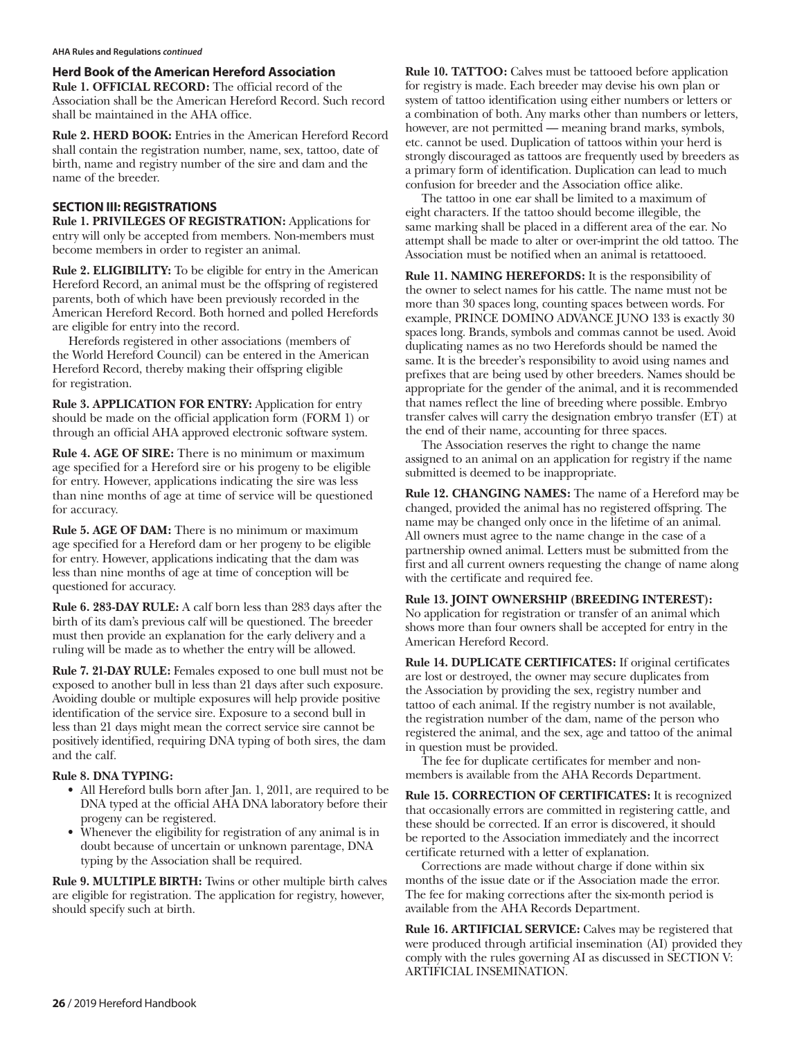**AHA Rules and Regulations *continued***

### Herd Book of the American Hereford Association

**Rule 1. OFFICIAL RECORD:** The official record of the Association shall be the American Hereford Record. Such record shall be maintained in the AHA office.

**Rule 2. HERD BOOK:** Entries in the American Hereford Record shall contain the registration number, name, sex, tattoo, date of birth, name and registry number of the sire and dam and the name of the breeder.

## SECTION III: REGISTRATIONS

**Rule 1. PRIVILEGES OF REGISTRATION:** Applications for entry will only be accepted from members. Non-members must become members in order to register an animal.

**Rule 2. ELIGIBILITY:** To be eligible for entry in the American Hereford Record, an animal must be the offspring of registered parents, both of which have been previously recorded in the American Hereford Record. Both horned and polled Herefords are eligible for entry into the record.

Herefords registered in other associations (members of the World Hereford Council) can be entered in the American Hereford Record, thereby making their offspring eligible for registration.

**Rule 3. APPLICATION FOR ENTRY:** Application for entry should be made on the official application form (FORM 1) or through an official AHA approved electronic software system.

**Rule 4. AGE OF SIRE:** There is no minimum or maximum age specified for a Hereford sire or his progeny to be eligible for entry. However, applications indicating the sire was less than nine months of age at time of service will be questioned for accuracy.

**Rule 5. AGE OF DAM:** There is no minimum or maximum age specified for a Hereford dam or her progeny to be eligible for entry. However, applications indicating that the dam was less than nine months of age at time of conception will be questioned for accuracy.

**Rule 6. 283-DAY RULE:** A calf born less than 283 days after the birth of its dam's previous calf will be questioned. The breeder must then provide an explanation for the early delivery and a ruling will be made as to whether the entry will be allowed.

**Rule 7. 21-DAY RULE:** Females exposed to one bull must not be exposed to another bull in less than 21 days after such exposure. Avoiding double or multiple exposures will help provide positive identification of the service sire. Exposure to a second bull in less than 21 days might mean the correct service sire cannot be positively identified, requiring DNA typing of both sires, the dam and the calf.

**Rule 8. DNA TYPING:**

- All Hereford bulls born after Jan. 1, 2011, are required to be DNA typed at the official AHA DNA laboratory before their progeny can be registered.
- Whenever the eligibility for registration of any animal is in doubt because of uncertain or unknown parentage, DNA typing by the Association shall be required.

**Rule 9. MULTIPLE BIRTH:** Twins or other multiple birth calves are eligible for registration. The application for registry, however, should specify such at birth.

**Rule 10. TATTOO:** Calves must be tattooed before application for registry is made. Each breeder may devise his own plan or system of tattoo identification using either numbers or letters or a combination of both. Any marks other than numbers or letters, however, are not permitted — meaning brand marks, symbols, etc. cannot be used. Duplication of tattoos within your herd is strongly discouraged as tattoos are frequently used by breeders as a primary form of identification. Duplication can lead to much confusion for breeder and the Association office alike.

The tattoo in one ear shall be limited to a maximum of eight characters. If the tattoo should become illegible, the same marking shall be placed in a different area of the ear. No attempt shall be made to alter or over-imprint the old tattoo. The Association must be notified when an animal is retattooed.

**Rule 11. NAMING HEREFORDS:** It is the responsibility of the owner to select names for his cattle. The name must not be more than 30 spaces long, counting spaces between words. For example, PRINCE DOMINO ADVANCE JUNO 133 is exactly 30 spaces long. Brands, symbols and commas cannot be used. Avoid duplicating names as no two Herefords should be named the same. It is the breeder's responsibility to avoid using names and prefixes that are being used by other breeders. Names should be appropriate for the gender of the animal, and it is recommended that names reflect the line of breeding where possible. Embryo transfer calves will carry the designation embryo transfer (ET) at the end of their name, accounting for three spaces.

The Association reserves the right to change the name assigned to an animal on an application for registry if the name submitted is deemed to be inappropriate.

**Rule 12. CHANGING NAMES:** The name of a Hereford may be changed, provided the animal has no registered offspring. The name may be changed only once in the lifetime of an animal. All owners must agree to the name change in the case of a partnership owned animal. Letters must be submitted from the first and all current owners requesting the change of name along with the certificate and required fee.

**Rule 13. JOINT OWNERSHIP (BREEDING INTEREST):** No application for registration or transfer of an animal which shows more than four owners shall be accepted for entry in the American Hereford Record.

**Rule 14. DUPLICATE CERTIFICATES:** If original certificates are lost or destroyed, the owner may secure duplicates from the Association by providing the sex, registry number and tattoo of each animal. If the registry number is not available, the registration number of the dam, name of the person who registered the animal, and the sex, age and tattoo of the animal in question must be provided.

The fee for duplicate certificates for member and non-members is available from the AHA Records Department.

**Rule 15. CORRECTION OF CERTIFICATES:** It is recognized that occasionally errors are committed in registering cattle, and these should be corrected. If an error is discovered, it should be reported to the Association immediately and the incorrect certificate returned with a letter of explanation.

Corrections are made without charge if done within six months of the issue date or if the Association made the error. The fee for making corrections after the six-month period is available from the AHA Records Department.

**Rule 16. ARTIFICIAL SERVICE:** Calves may be registered that were produced through artificial insemination (AI) provided they comply with the rules governing AI as discussed in SECTION V: ARTIFICIAL INSEMINATION.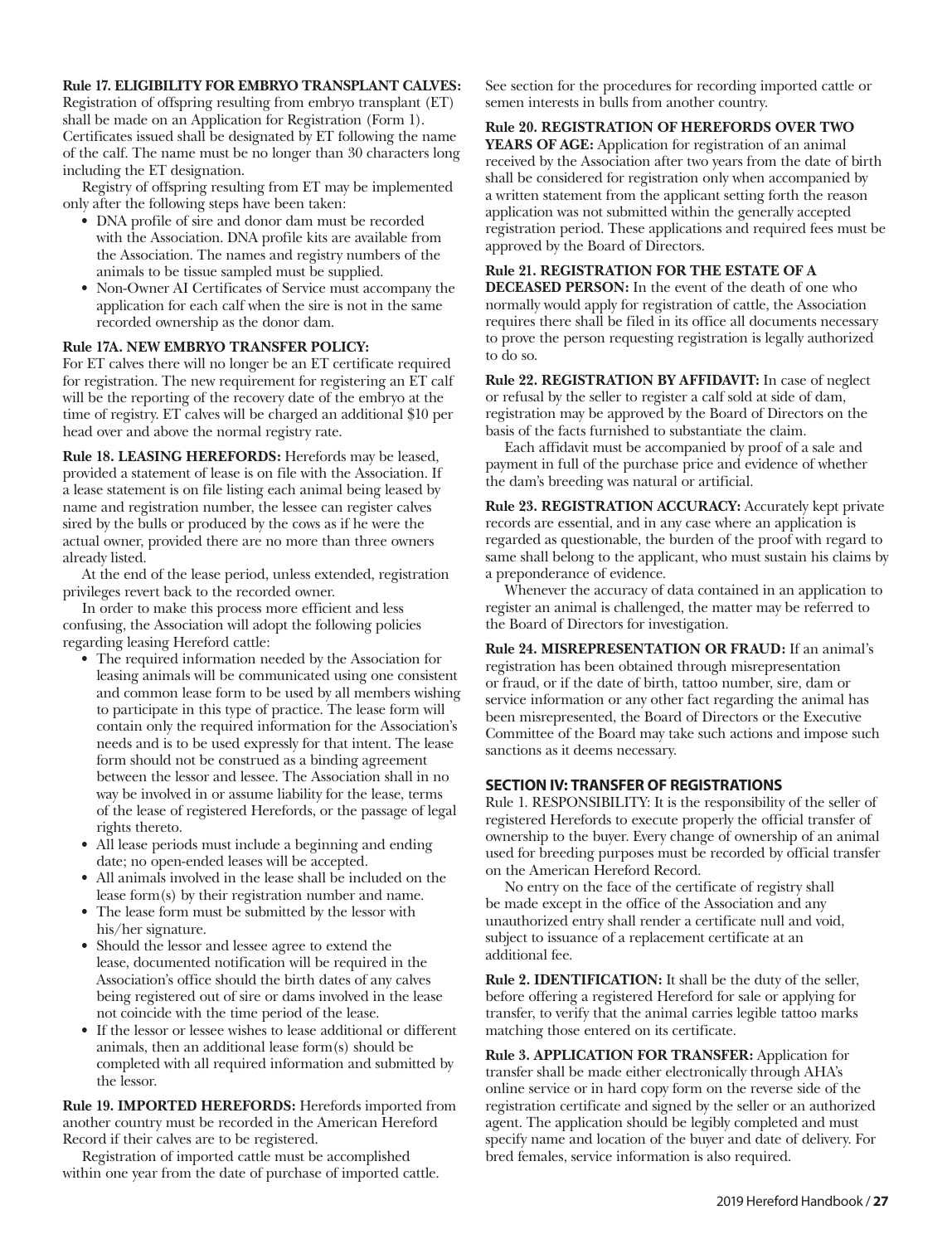**Rule 17. ELIGIBILITY FOR EMBRYO TRANSPLANT CALVES:** Registration of offspring resulting from embryo transplant (ET) shall be made on an Application for Registration (Form 1). Certificates issued shall be designated by ET following the name of the calf. The name must be no longer than 30 characters long including the ET designation.

Registry of offspring resulting from ET may be implemented only after the following steps have been taken:

- DNA profile of sire and donor dam must be recorded with the Association. DNA profile kits are available from the Association. The names and registry numbers of the animals to be tissue sampled must be supplied.
- Non-Owner AI Certificates of Service must accompany the application for each calf when the sire is not in the same recorded ownership as the donor dam.

**Rule 17A. NEW EMBRYO TRANSFER POLICY:** For ET calves there will no longer be an ET certificate required for registration. The new requirement for registering an ET calf will be the reporting of the recovery date of the embryo at the time of registry. ET calves will be charged an additional $10 per head over and above the normal registry rate.

**Rule 18. LEASING HEREFORDS:** Herefords may be leased, provided a statement of lease is on file with the Association. If a lease statement is on file listing each animal being leased by name and registration number, the lessee can register calves sired by the bulls or produced by the cows as if he were the actual owner, provided there are no more than three owners already listed.

At the end of the lease period, unless extended, registration privileges revert back to the recorded owner.

In order to make this process more efficient and less confusing, the Association will adopt the following policies regarding leasing Hereford cattle:

- The required information needed by the Association for leasing animals will be communicated using one consistent and common lease form to be used by all members wishing to participate in this type of practice. The lease form will contain only the required information for the Association's needs and is to be used expressly for that intent. The lease form should not be construed as a binding agreement between the lessor and lessee. The Association shall in no way be involved in or assume liability for the lease, terms of the lease of registered Herefords, or the passage of legal rights thereto.
- All lease periods must include a beginning and ending date; no open-ended leases will be accepted.
- All animals involved in the lease shall be included on the lease form(s) by their registration number and name.
- The lease form must be submitted by the lessor with his/her signature.
- Should the lessor and lessee agree to extend the lease, documented notification will be required in the Association's office should the birth dates of any calves being registered out of sire or dams involved in the lease not coincide with the time period of the lease.
- If the lessor or lessee wishes to lease additional or different animals, then an additional lease form(s) should be completed with all required information and submitted by the lessor.

**Rule 19. IMPORTED HEREFORDS:** Herefords imported from another country must be recorded in the American Hereford Record if their calves are to be registered.

Registration of imported cattle must be accomplished within one year from the date of purchase of imported cattle. See section for the procedures for recording imported cattle or semen interests in bulls from another country.

**Rule 20. REGISTRATION OF HEREFORDS OVER TWO YEARS OF AGE:** Application for registration of an animal received by the Association after two years from the date of birth shall be considered for registration only when accompanied by a written statement from the applicant setting forth the reason application was not submitted within the generally accepted registration period. These applications and required fees must be approved by the Board of Directors.

**Rule 21. REGISTRATION FOR THE ESTATE OF A DECEASED PERSON:** In the event of the death of one who normally would apply for registration of cattle, the Association requires there shall be filed in its office all documents necessary to prove the person requesting registration is legally authorized to do so.

**Rule 22. REGISTRATION BY AFFIDAVIT:** In case of neglect or refusal by the seller to register a calf sold at side of dam, registration may be approved by the Board of Directors on the basis of the facts furnished to substantiate the claim.

Each affidavit must be accompanied by proof of a sale and payment in full of the purchase price and evidence of whether the dam's breeding was natural or artificial.

**Rule 23. REGISTRATION ACCURACY:** Accurately kept private records are essential, and in any case where an application is regarded as questionable, the burden of the proof with regard to same shall belong to the applicant, who must sustain his claims by a preponderance of evidence.

Whenever the accuracy of data contained in an application to register an animal is challenged, the matter may be referred to the Board of Directors for investigation.

**Rule 24. MISREPRESENTATION OR FRAUD:** If an animal's registration has been obtained through misrepresentation or fraud, or if the date of birth, tattoo number, sire, dam or service information or any other fact regarding the animal has been misrepresented, the Board of Directors or the Executive Committee of the Board may take such actions and impose such sanctions as it deems necessary.

## SECTION IV: TRANSFER OF REGISTRATIONS

Rule 1. RESPONSIBILITY: It is the responsibility of the seller of registered Herefords to execute properly the official transfer of ownership to the buyer. Every change of ownership of an animal used for breeding purposes must be recorded by official transfer on the American Hereford Record.

No entry on the face of the certificate of registry shall be made except in the office of the Association and any unauthorized entry shall render a certificate null and void, subject to issuance of a replacement certificate at an additional fee.

**Rule 2. IDENTIFICATION:** It shall be the duty of the seller, before offering a registered Hereford for sale or applying for transfer, to verify that the animal carries legible tattoo marks matching those entered on its certificate.

**Rule 3. APPLICATION FOR TRANSFER:** Application for transfer shall be made either electronically through AHA's online service or in hard copy form on the reverse side of the registration certificate and signed by the seller or an authorized agent. The application should be legibly completed and must specify name and location of the buyer and date of delivery. For bred females, service information is also required.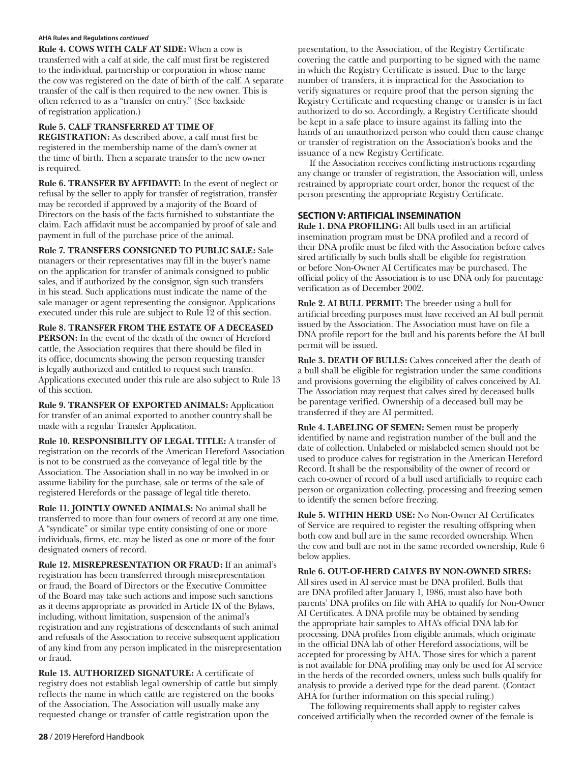**Rule 4. COWS WITH CALF AT SIDE:** When a cow is transferred with a calf at side, the calf must first be registered to the individual, partnership or corporation in whose name the cow was registered on the date of birth of the calf. A separate transfer of the calf is then required to the new owner. This is often referred to as a "transfer on entry." (See backside of registration application.)

**Rule 5. CALF TRANSFERRED AT TIME OF REGISTRATION:** As described above, a calf must first be registered in the membership name of the dam's owner at the time of birth. Then a separate transfer to the new owner is required.

**Rule 6. TRANSFER BY AFFIDAVIT:** In the event of neglect or refusal by the seller to apply for transfer of registration, transfer may be recorded if approved by a majority of the Board of Directors on the basis of the facts furnished to substantiate the claim. Each affidavit must be accompanied by proof of sale and payment in full of the purchase price of the animal.

**Rule 7. TRANSFERS CONSIGNED TO PUBLIC SALE:** Sale managers or their representatives may fill in the buyer's name on the application for transfer of animals consigned to public sales, and if authorized by the consignor, sign such transfers in his stead. Such applications must indicate the name of the sale manager or agent representing the consignor. Applications executed under this rule are subject to Rule 12 of this section.

**Rule 8. TRANSFER FROM THE ESTATE OF A DECEASED PERSON:** In the event of the death of the owner of Hereford cattle, the Association requires that there should be filed in its office, documents showing the person requesting transfer is legally authorized and entitled to request such transfer. Applications executed under this rule are also subject to Rule 13 of this section.

**Rule 9. TRANSFER OF EXPORTED ANIMALS:** Application for transfer of an animal exported to another country shall be made with a regular Transfer Application.

**Rule 10. RESPONSIBILITY OF LEGAL TITLE:** A transfer of registration on the records of the American Hereford Association is not to be construed as the conveyance of legal title by the Association. The Association shall in no way be involved in or assume liability for the purchase, sale or terms of the sale of registered Herefords or the passage of legal title thereto.

**Rule 11. JOINTLY OWNED ANIMALS:** No animal shall be transferred to more than four owners of record at any one time. A "syndicate" or similar type entity consisting of one or more individuals, firms, etc. may be listed as one or more of the four designated owners of record.

**Rule 12. MISREPRESENTATION OR FRAUD:** If an animal's registration has been transferred through misrepresentation or fraud, the Board of Directors or the Executive Committee of the Board may take such actions and impose such sanctions as it deems appropriate as provided in Article IX of the Bylaws, including, without limitation, suspension of the animal's registration and any registrations of descendants of such animal and refusals of the Association to receive subsequent application of any kind from any person implicated in the misrepresentation or fraud.

**Rule 13. AUTHORIZED SIGNATURE:** A certificate of registry does not establish legal ownership of cattle but simply reflects the name in which cattle are registered on the books of the Association. The Association will usually make any requested change or transfer of cattle registration upon the presentation, to the Association, of the Registry Certificate covering the cattle and purporting to be signed with the name in which the Registry Certificate is issued. Due to the large number of transfers, it is impractical for the Association to verify signatures or require proof that the person signing the Registry Certificate and requesting change or transfer is in fact authorized to do so. Accordingly, a Registry Certificate should be kept in a safe place to insure against its falling into the hands of an unauthorized person who could then cause change or transfer of registration on the Association's books and the issuance of a new Registry Certificate.

If the Association receives conflicting instructions regarding any change or transfer of registration, the Association will, unless restrained by appropriate court order, honor the request of the person presenting the appropriate Registry Certificate.

## SECTION V: ARTIFICIAL INSEMINATION

**Rule 1. DNA PROFILING:** All bulls used in an artificial insemination program must be DNA profiled and a record of their DNA profile must be filed with the Association before calves sired artificially by such bulls shall be eligible for registration or before Non-Owner AI Certificates may be purchased. The official policy of the Association is to use DNA only for parentage verification as of December 2002.

**Rule 2. AI BULL PERMIT:** The breeder using a bull for artificial breeding purposes must have received an AI bull permit issued by the Association. The Association must have on file a DNA profile report for the bull and his parents before the AI bull permit will be issued.

**Rule 3. DEATH OF BULLS:** Calves conceived after the death of a bull shall be eligible for registration under the same conditions and provisions governing the eligibility of calves conceived by AI. The Association may request that calves sired by deceased bulls be parentage verified. Ownership of a deceased bull may be transferred if they are AI permitted.

**Rule 4. LABELING OF SEMEN:** Semen must be properly identified by name and registration number of the bull and the date of collection. Unlabeled or mislabeled semen should not be used to produce calves for registration in the American Hereford Record. It shall be the responsibility of the owner of record or each co-owner of record of a bull used artificially to require each person or organization collecting, processing and freezing semen to identify the semen before freezing.

**Rule 5. WITHIN HERD USE:** No Non-Owner AI Certificates of Service are required to register the resulting offspring when both cow and bull are in the same recorded ownership. When the cow and bull are not in the same recorded ownership, Rule 6 below applies.

**Rule 6. OUT-OF-HERD CALVES BY NON-OWNED SIRES:** All sires used in AI service must be DNA profiled. Bulls that are DNA profiled after January 1, 1986, must also have both parents' DNA profiles on file with AHA to qualify for Non-Owner AI Certificates. A DNA profile may be obtained by sending the appropriate hair samples to AHA's official DNA lab for processing. DNA profiles from eligible animals, which originate in the official DNA lab of other Hereford associations, will be accepted for processing by AHA. Those sires for which a parent is not available for DNA profiling may only be used for AI service in the herds of the recorded owners, unless such bulls qualify for analysis to provide a derived type for the dead parent. (Contact AHA for further information on this special ruling.)

The following requirements shall apply to register calves conceived artificially when the recorded owner of the female is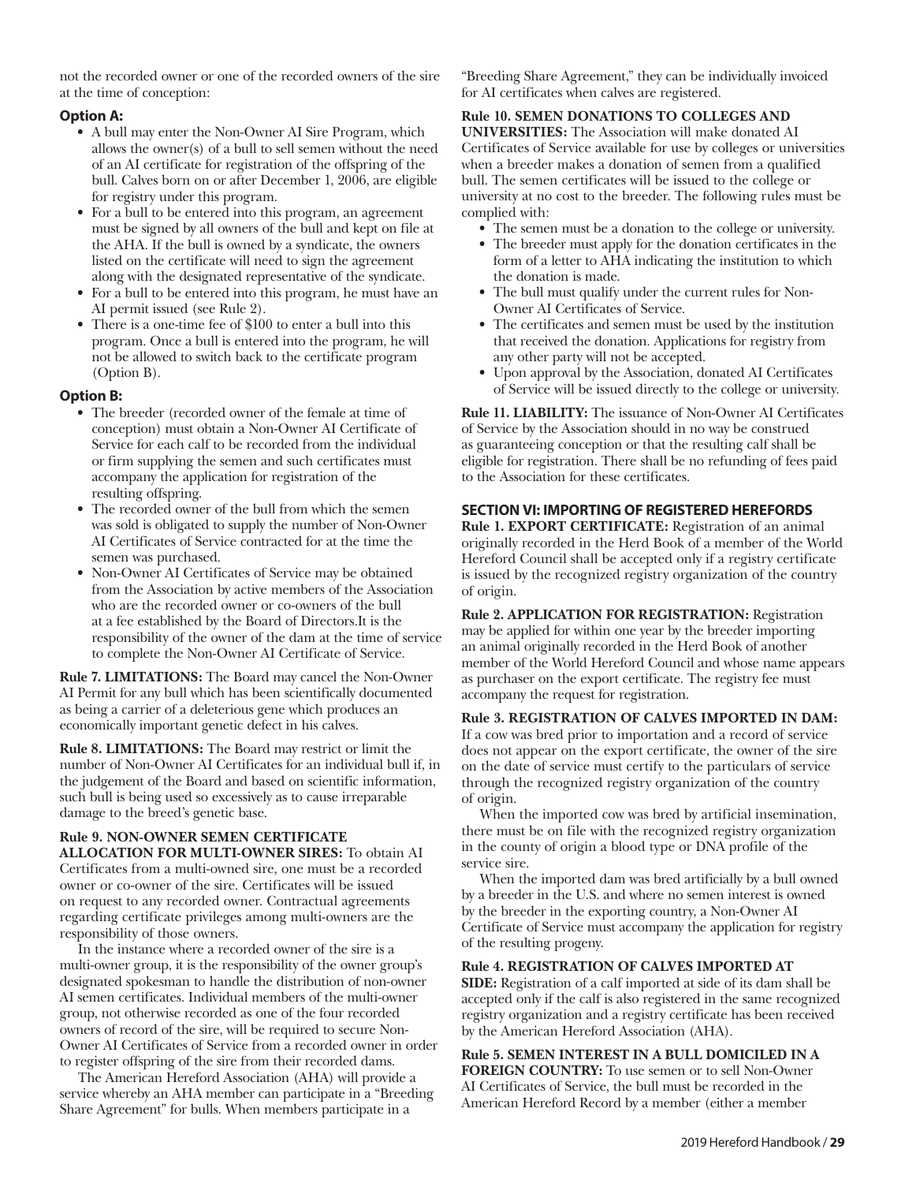not the recorded owner or one of the recorded owners of the sire at the time of conception:

### Option A:

- A bull may enter the Non-Owner AI Sire Program, which allows the owner(s) of a bull to sell semen without the need of an AI certificate for registration of the offspring of the bull. Calves born on or after December 1, 2006, are eligible for registry under this program.
- For a bull to be entered into this program, an agreement must be signed by all owners of the bull and kept on file at the AHA. If the bull is owned by a syndicate, the owners listed on the certificate will need to sign the agreement along with the designated representative of the syndicate.
- For a bull to be entered into this program, he must have an AI permit issued (see Rule 2).
- There is a one-time fee of $100 to enter a bull into this program. Once a bull is entered into the program, he will not be allowed to switch back to the certificate program (Option B).

### Option B:

- The breeder (recorded owner of the female at time of conception) must obtain a Non-Owner AI Certificate of Service for each calf to be recorded from the individual or firm supplying the semen and such certificates must accompany the application for registration of the resulting offspring.
- The recorded owner of the bull from which the semen was sold is obligated to supply the number of Non-Owner AI Certificates of Service contracted for at the time the semen was purchased.
- Non-Owner AI Certificates of Service may be obtained from the Association by active members of the Association who are the recorded owner or co-owners of the bull at a fee established by the Board of Directors.It is the responsibility of the owner of the dam at the time of service to complete the Non-Owner AI Certificate of Service.

**Rule 7. LIMITATIONS:** The Board may cancel the Non-Owner AI Permit for any bull which has been scientifically documented as being a carrier of a deleterious gene which produces an economically important genetic defect in his calves.

**Rule 8. LIMITATIONS:** The Board may restrict or limit the number of Non-Owner AI Certificates for an individual bull if, in the judgement of the Board and based on scientific information, such bull is being used so excessively as to cause irreparable damage to the breed's genetic base.

**Rule 9. NON-OWNER SEMEN CERTIFICATE ALLOCATION FOR MULTI-OWNER SIRES:** To obtain AI Certificates from a multi-owned sire, one must be a recorded owner or co-owner of the sire. Certificates will be issued on request to any recorded owner. Contractual agreements regarding certificate privileges among multi-owners are the responsibility of those owners.

In the instance where a recorded owner of the sire is a multi-owner group, it is the responsibility of the owner group's designated spokesman to handle the distribution of non-owner AI semen certificates. Individual members of the multi-owner group, not otherwise recorded as one of the four recorded owners of record of the sire, will be required to secure Non-Owner AI Certificates of Service from a recorded owner in order to register offspring of the sire from their recorded dams.

The American Hereford Association (AHA) will provide a service whereby an AHA member can participate in a "Breeding Share Agreement" for bulls. When members participate in a "Breeding Share Agreement," they can be individually invoiced for AI certificates when calves are registered.

**Rule 10. SEMEN DONATIONS TO COLLEGES AND UNIVERSITIES:** The Association will make donated AI Certificates of Service available for use by colleges or universities when a breeder makes a donation of semen from a qualified bull. The semen certificates will be issued to the college or university at no cost to the breeder. The following rules must be complied with:

- The semen must be a donation to the college or university.
- The breeder must apply for the donation certificates in the form of a letter to AHA indicating the institution to which the donation is made.
- The bull must qualify under the current rules for Non-Owner AI Certificates of Service.
- The certificates and semen must be used by the institution that received the donation. Applications for registry from any other party will not be accepted.
- Upon approval by the Association, donated AI Certificates of Service will be issued directly to the college or university.

**Rule 11. LIABILITY:** The issuance of Non-Owner AI Certificates of Service by the Association should in no way be construed as guaranteeing conception or that the resulting calf shall be eligible for registration. There shall be no refunding of fees paid to the Association for these certificates.

## SECTION VI: IMPORTING OF REGISTERED HEREFORDS

**Rule 1. EXPORT CERTIFICATE:** Registration of an animal originally recorded in the Herd Book of a member of the World Hereford Council shall be accepted only if a registry certificate is issued by the recognized registry organization of the country of origin.

**Rule 2. APPLICATION FOR REGISTRATION:** Registration may be applied for within one year by the breeder importing an animal originally recorded in the Herd Book of another member of the World Hereford Council and whose name appears as purchaser on the export certificate. The registry fee must accompany the request for registration.

**Rule 3. REGISTRATION OF CALVES IMPORTED IN DAM:** If a cow was bred prior to importation and a record of service does not appear on the export certificate, the owner of the sire on the date of service must certify to the particulars of service through the recognized registry organization of the country of origin.

When the imported cow was bred by artificial insemination, there must be on file with the recognized registry organization in the county of origin a blood type or DNA profile of the service sire.

When the imported dam was bred artificially by a bull owned by a breeder in the U.S. and where no semen interest is owned by the breeder in the exporting country, a Non-Owner AI Certificate of Service must accompany the application for registry of the resulting progeny.

**Rule 4. REGISTRATION OF CALVES IMPORTED AT SIDE:** Registration of a calf imported at side of its dam shall be accepted only if the calf is also registered in the same recognized registry organization and a registry certificate has been received by the American Hereford Association (AHA).

**Rule 5. SEMEN INTEREST IN A BULL DOMICILED IN A FOREIGN COUNTRY:** To use semen or to sell Non-Owner AI Certificates of Service, the bull must be recorded in the American Hereford Record by a member (either a member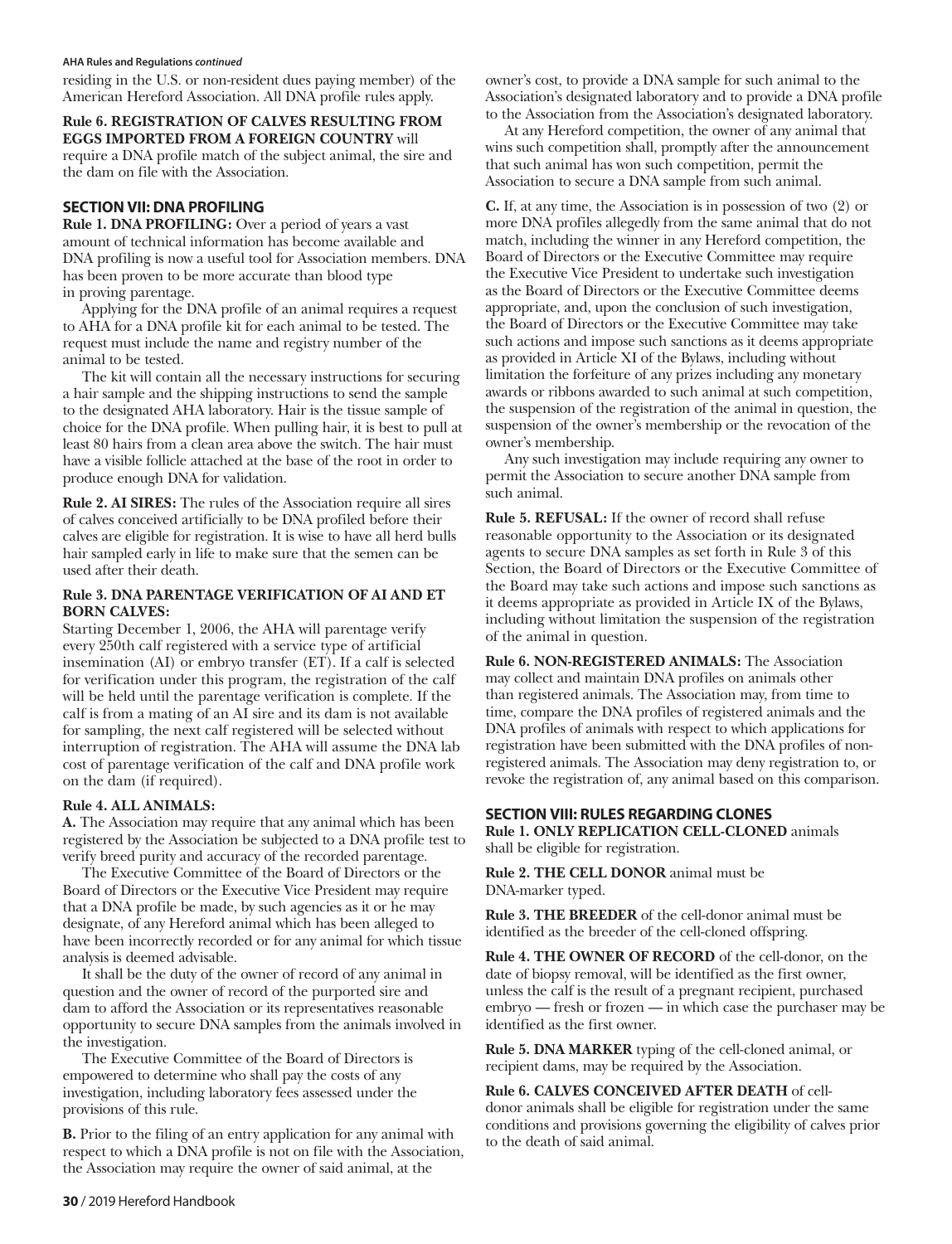residing in the U.S. or non-resident dues paying member) of the American Hereford Association. All DNA profile rules apply.

**Rule 6. REGISTRATION OF CALVES RESULTING FROM EGGS IMPORTED FROM A FOREIGN COUNTRY** will require a DNA profile match of the subject animal, the sire and the dam on file with the Association.

## SECTION VII: DNA PROFILING

**Rule 1. DNA PROFILING:** Over a period of years a vast amount of technical information has become available and DNA profiling is now a useful tool for Association members. DNA has been proven to be more accurate than blood type in proving parentage.

Applying for the DNA profile of an animal requires a request to AHA for a DNA profile kit for each animal to be tested. The request must include the name and registry number of the animal to be tested.

The kit will contain all the necessary instructions for securing a hair sample and the shipping instructions to send the sample to the designated AHA laboratory. Hair is the tissue sample of choice for the DNA profile. When pulling hair, it is best to pull at least 80 hairs from a clean area above the switch. The hair must have a visible follicle attached at the base of the root in order to produce enough DNA for validation.

**Rule 2. AI SIRES:** The rules of the Association require all sires of calves conceived artificially to be DNA profiled before their calves are eligible for registration. It is wise to have all herd bulls hair sampled early in life to make sure that the semen can be used after their death.

**Rule 3. DNA PARENTAGE VERIFICATION OF AI AND ET BORN CALVES:**

Starting December 1, 2006, the AHA will parentage verify every 250th calf registered with a service type of artificial insemination (AI) or embryo transfer (ET). If a calf is selected for verification under this program, the registration of the calf will be held until the parentage verification is complete. If the calf is from a mating of an AI sire and its dam is not available for sampling, the next calf registered will be selected without interruption of registration. The AHA will assume the DNA lab cost of parentage verification of the calf and DNA profile work on the dam (if required).

**Rule 4. ALL ANIMALS:**

**A.** The Association may require that any animal which has been registered by the Association be subjected to a DNA profile test to verify breed purity and accuracy of the recorded parentage.

The Executive Committee of the Board of Directors or the Board of Directors or the Executive Vice President may require that a DNA profile be made, by such agencies as it or he may designate, of any Hereford animal which has been alleged to have been incorrectly recorded or for any animal for which tissue analysis is deemed advisable.

It shall be the duty of the owner of record of any animal in question and the owner of record of the purported sire and dam to afford the Association or its representatives reasonable opportunity to secure DNA samples from the animals involved in the investigation.

The Executive Committee of the Board of Directors is empowered to determine who shall pay the costs of any investigation, including laboratory fees assessed under the provisions of this rule.

**B.** Prior to the filing of an entry application for any animal with respect to which a DNA profile is not on file with the Association, the Association may require the owner of said animal, at the owner's cost, to provide a DNA sample for such animal to the Association's designated laboratory and to provide a DNA profile to the Association from the Association's designated laboratory.

At any Hereford competition, the owner of any animal that wins such competition shall, promptly after the announcement that such animal has won such competition, permit the Association to secure a DNA sample from such animal.

**C.** If, at any time, the Association is in possession of two (2) or more DNA profiles allegedly from the same animal that do not match, including the winner in any Hereford competition, the Board of Directors or the Executive Committee may require the Executive Vice President to undertake such investigation as the Board of Directors or the Executive Committee deems appropriate, and, upon the conclusion of such investigation, the Board of Directors or the Executive Committee may take such actions and impose such sanctions as it deems appropriate as provided in Article XI of the Bylaws, including without limitation the forfeiture of any prizes including any monetary awards or ribbons awarded to such animal at such competition, the suspension of the registration of the animal in question, the suspension of the owner's membership or the revocation of the owner's membership.

Any such investigation may include requiring any owner to permit the Association to secure another DNA sample from such animal.

**Rule 5. REFUSAL:** If the owner of record shall refuse reasonable opportunity to the Association or its designated agents to secure DNA samples as set forth in Rule 3 of this Section, the Board of Directors or the Executive Committee of the Board may take such actions and impose such sanctions as it deems appropriate as provided in Article IX of the Bylaws, including without limitation the suspension of the registration of the animal in question.

**Rule 6. NON-REGISTERED ANIMALS:** The Association may collect and maintain DNA profiles on animals other than registered animals. The Association may, from time to time, compare the DNA profiles of registered animals and the DNA profiles of animals with respect to which applications for registration have been submitted with the DNA profiles of non-registered animals. The Association may deny registration to, or revoke the registration of, any animal based on this comparison.

## SECTION VIII: RULES REGARDING CLONES

**Rule 1. ONLY REPLICATION CELL-CLONED** animals shall be eligible for registration.

**Rule 2. THE CELL DONOR** animal must be DNA-marker typed.

**Rule 3. THE BREEDER** of the cell-donor animal must be identified as the breeder of the cell-cloned offspring.

**Rule 4. THE OWNER OF RECORD** of the cell-donor, on the date of biopsy removal, will be identified as the first owner, unless the calf is the result of a pregnant recipient, purchased embryo — fresh or frozen — in which case the purchaser may be identified as the first owner.

**Rule 5. DNA MARKER** typing of the cell-cloned animal, or recipient dams, may be required by the Association.

**Rule 6. CALVES CONCEIVED AFTER DEATH** of cell-donor animals shall be eligible for registration under the same conditions and provisions governing the eligibility of calves prior to the death of said animal.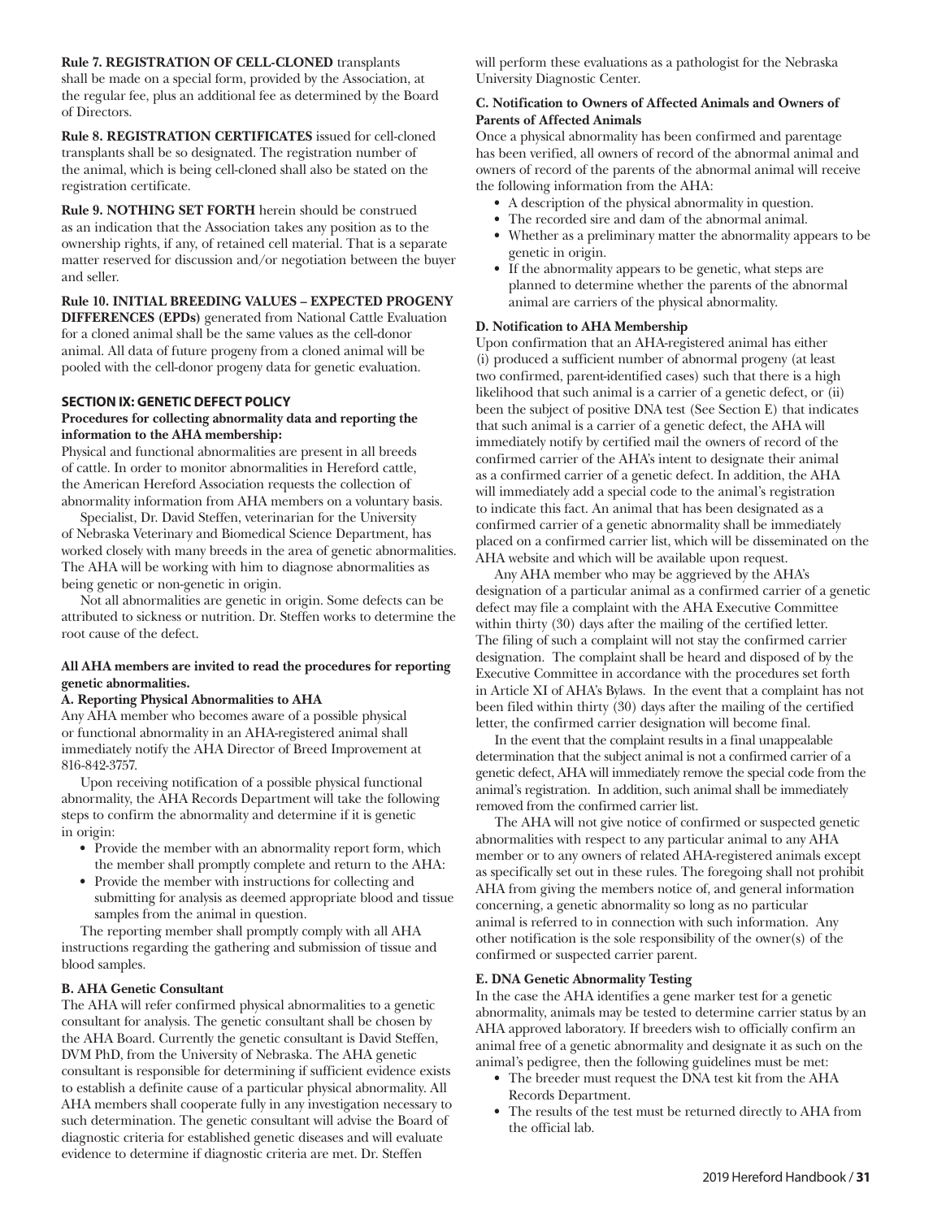**Rule 7. REGISTRATION OF CELL-CLONED** transplants shall be made on a special form, provided by the Association, at the regular fee, plus an additional fee as determined by the Board of Directors.

**Rule 8. REGISTRATION CERTIFICATES** issued for cell-cloned transplants shall be so designated. The registration number of the animal, which is being cell-cloned shall also be stated on the registration certificate.

**Rule 9. NOTHING SET FORTH** herein should be construed as an indication that the Association takes any position as to the ownership rights, if any, of retained cell material. That is a separate matter reserved for discussion and/or negotiation between the buyer and seller.

**Rule 10. INITIAL BREEDING VALUES – EXPECTED PROGENY DIFFERENCES (EPDs)** generated from National Cattle Evaluation for a cloned animal shall be the same values as the cell-donor animal. All data of future progeny from a cloned animal will be pooled with the cell-donor progeny data for genetic evaluation.

## SECTION IX: GENETIC DEFECT POLICY

**Procedures for collecting abnormality data and reporting the information to the AHA membership:**

Physical and functional abnormalities are present in all breeds of cattle. In order to monitor abnormalities in Hereford cattle, the American Hereford Association requests the collection of abnormality information from AHA members on a voluntary basis.

Specialist, Dr. David Steffen, veterinarian for the University of Nebraska Veterinary and Biomedical Science Department, has worked closely with many breeds in the area of genetic abnormalities. The AHA will be working with him to diagnose abnormalities as being genetic or non-genetic in origin.

Not all abnormalities are genetic in origin. Some defects can be attributed to sickness or nutrition. Dr. Steffen works to determine the root cause of the defect.

**All AHA members are invited to read the procedures for reporting genetic abnormalities.**

**A. Reporting Physical Abnormalities to AHA**

Any AHA member who becomes aware of a possible physical or functional abnormality in an AHA-registered animal shall immediately notify the AHA Director of Breed Improvement at 816-842-3757.

Upon receiving notification of a possible physical functional abnormality, the AHA Records Department will take the following steps to confirm the abnormality and determine if it is genetic in origin:

- Provide the member with an abnormality report form, which the member shall promptly complete and return to the AHA:
- Provide the member with instructions for collecting and submitting for analysis as deemed appropriate blood and tissue samples from the animal in question.

The reporting member shall promptly comply with all AHA instructions regarding the gathering and submission of tissue and blood samples.

**B. AHA Genetic Consultant**

The AHA will refer confirmed physical abnormalities to a genetic consultant for analysis. The genetic consultant shall be chosen by the AHA Board. Currently the genetic consultant is David Steffen, DVM PhD, from the University of Nebraska. The AHA genetic consultant is responsible for determining if sufficient evidence exists to establish a definite cause of a particular physical abnormality. All AHA members shall cooperate fully in any investigation necessary to such determination. The genetic consultant will advise the Board of diagnostic criteria for established genetic diseases and will evaluate evidence to determine if diagnostic criteria are met. Dr. Steffen will perform these evaluations as a pathologist for the Nebraska University Diagnostic Center.

**C. Notification to Owners of Affected Animals and Owners of Parents of Affected Animals**

Once a physical abnormality has been confirmed and parentage has been verified, all owners of record of the abnormal animal and owners of record of the parents of the abnormal animal will receive the following information from the AHA:

- A description of the physical abnormality in question.
- The recorded sire and dam of the abnormal animal.
- Whether as a preliminary matter the abnormality appears to be genetic in origin.
- If the abnormality appears to be genetic, what steps are planned to determine whether the parents of the abnormal animal are carriers of the physical abnormality.

**D. Notification to AHA Membership**

Upon confirmation that an AHA-registered animal has either (i) produced a sufficient number of abnormal progeny (at least two confirmed, parent-identified cases) such that there is a high likelihood that such animal is a carrier of a genetic defect, or (ii) been the subject of positive DNA test (See Section E) that indicates that such animal is a carrier of a genetic defect, the AHA will immediately notify by certified mail the owners of record of the confirmed carrier of the AHA's intent to designate their animal as a confirmed carrier of a genetic defect. In addition, the AHA will immediately add a special code to the animal's registration to indicate this fact. An animal that has been designated as a confirmed carrier of a genetic abnormality shall be immediately placed on a confirmed carrier list, which will be disseminated on the AHA website and which will be available upon request.

Any AHA member who may be aggrieved by the AHA's designation of a particular animal as a confirmed carrier of a genetic defect may file a complaint with the AHA Executive Committee within thirty (30) days after the mailing of the certified letter. The filing of such a complaint will not stay the confirmed carrier designation. The complaint shall be heard and disposed of by the Executive Committee in accordance with the procedures set forth in Article XI of AHA's Bylaws. In the event that a complaint has not been filed within thirty (30) days after the mailing of the certified letter, the confirmed carrier designation will become final.

In the event that the complaint results in a final unappealable determination that the subject animal is not a confirmed carrier of a genetic defect, AHA will immediately remove the special code from the animal's registration. In addition, such animal shall be immediately removed from the confirmed carrier list.

The AHA will not give notice of confirmed or suspected genetic abnormalities with respect to any particular animal to any AHA member or to any owners of related AHA-registered animals except as specifically set out in these rules. The foregoing shall not prohibit AHA from giving the members notice of, and general information concerning, a genetic abnormality so long as no particular animal is referred to in connection with such information. Any other notification is the sole responsibility of the owner(s) of the confirmed or suspected carrier parent.

**E. DNA Genetic Abnormality Testing**

In the case the AHA identifies a gene marker test for a genetic abnormality, animals may be tested to determine carrier status by an AHA approved laboratory. If breeders wish to officially confirm an animal free of a genetic abnormality and designate it as such on the animal's pedigree, then the following guidelines must be met:

- The breeder must request the DNA test kit from the AHA Records Department.
- The results of the test must be returned directly to AHA from the official lab.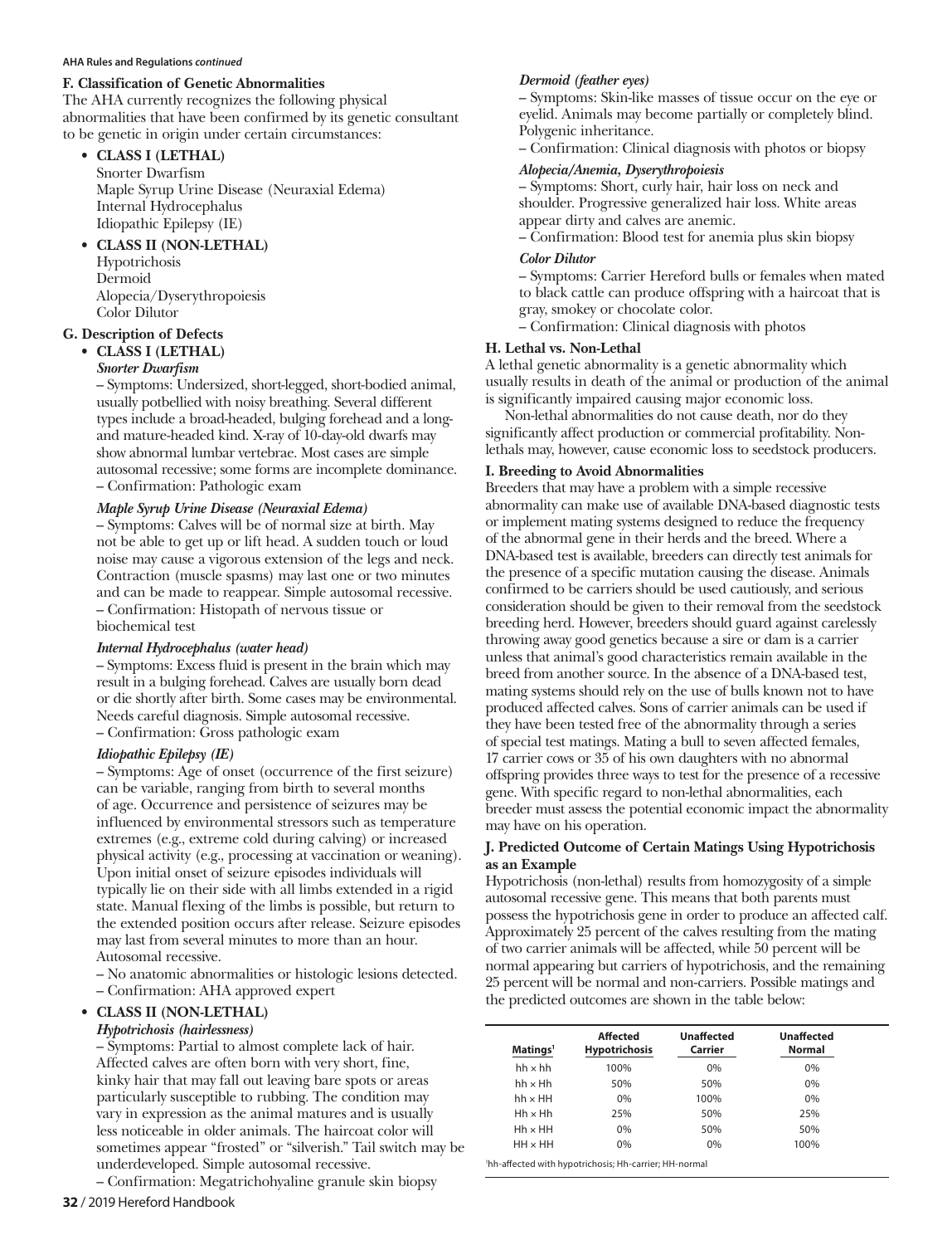**F. Classification of Genetic Abnormalities**

The AHA currently recognizes the following physical abnormalities that have been confirmed by its genetic consultant to be genetic in origin under certain circumstances:

- **CLASS I (LETHAL)**
  Snorter Dwarfism
  Maple Syrup Urine Disease (Neuraxial Edema)
  Internal Hydrocephalus
  Idiopathic Epilepsy (IE)
- **CLASS II (NON-LETHAL)**
  Hypotrichosis
  Dermoid
  Alopecia/Dyserythropoiesis
  Color Dilutor

**G. Description of Defects**

- **CLASS I (LETHAL)**

  ***Snorter Dwarfism***

  – Symptoms: Undersized, short-legged, short-bodied animal, usually potbellied with noisy breathing. Several different types include a broad-headed, bulging forehead and a long- and mature-headed kind. X-ray of 10-day-old dwarfs may show abnormal lumbar vertebrae. Most cases are simple autosomal recessive; some forms are incomplete dominance.
  – Confirmation: Pathologic exam

  ***Maple Syrup Urine Disease (Neuraxial Edema)***

  – Symptoms: Calves will be of normal size at birth. May not be able to get up or lift head. A sudden touch or loud noise may cause a vigorous extension of the legs and neck. Contraction (muscle spasms) may last one or two minutes and can be made to reappear. Simple autosomal recessive.
  – Confirmation: Histopath of nervous tissue or biochemical test

  ***Internal Hydrocephalus (water head)***

  – Symptoms: Excess fluid is present in the brain which may result in a bulging forehead. Calves are usually born dead or die shortly after birth. Some cases may be environmental. Needs careful diagnosis. Simple autosomal recessive.
  – Confirmation: Gross pathologic exam

  ***Idiopathic Epilepsy (IE)***

  – Symptoms: Age of onset (occurrence of the first seizure) can be variable, ranging from birth to several months of age. Occurrence and persistence of seizures may be influenced by environmental stressors such as temperature extremes (e.g., extreme cold during calving) or increased physical activity (e.g., processing at vaccination or weaning). Upon initial onset of seizure episodes individuals will typically lie on their side with all limbs extended in a rigid state. Manual flexing of the limbs is possible, but return to the extended position occurs after release. Seizure episodes may last from several minutes to more than an hour. Autosomal recessive.
  – No anatomic abnormalities or histologic lesions detected.
  – Confirmation: AHA approved expert

- **CLASS II (NON-LETHAL)**

  ***Hypotrichosis (hairlessness)***

  – Symptoms: Partial to almost complete lack of hair. Affected calves are often born with very short, fine, kinky hair that may fall out leaving bare spots or areas particularly susceptible to rubbing. The condition may vary in expression as the animal matures and is usually less noticeable in older animals. The haircoat color will sometimes appear "frosted" or "silverish." Tail switch may be underdeveloped. Simple autosomal recessive.
  – Confirmation: Megatrichohyaline granule skin biopsy

  ***Dermoid (feather eyes)***

  – Symptoms: Skin-like masses of tissue occur on the eye or eyelid. Animals may become partially or completely blind. Polygenic inheritance.
  – Confirmation: Clinical diagnosis with photos or biopsy

  ***Alopecia/Anemia, Dyserythropoiesis***

  – Symptoms: Short, curly hair, hair loss on neck and shoulder. Progressive generalized hair loss. White areas appear dirty and calves are anemic.
  – Confirmation: Blood test for anemia plus skin biopsy

  ***Color Dilutor***

  – Symptoms: Carrier Hereford bulls or females when mated to black cattle can produce offspring with a haircoat that is gray, smokey or chocolate color.
  – Confirmation: Clinical diagnosis with photos

**H. Lethal vs. Non-Lethal**

A lethal genetic abnormality is a genetic abnormality which usually results in death of the animal or production of the animal is significantly impaired causing major economic loss.

Non-lethal abnormalities do not cause death, nor do they significantly affect production or commercial profitability. Non-lethals may, however, cause economic loss to seedstock producers.

**I. Breeding to Avoid Abnormalities**

Breeders that may have a problem with a simple recessive abnormality can make use of available DNA-based diagnostic tests or implement mating systems designed to reduce the frequency of the abnormal gene in their herds and the breed. Where a DNA-based test is available, breeders can directly test animals for the presence of a specific mutation causing the disease. Animals confirmed to be carriers should be used cautiously, and serious consideration should be given to their removal from the seedstock breeding herd. However, breeders should guard against carelessly throwing away good genetics because a sire or dam is a carrier unless that animal's good characteristics remain available in the breed from another source. In the absence of a DNA-based test, mating systems should rely on the use of bulls known not to have produced affected calves. Sons of carrier animals can be used if they have been tested free of the abnormality through a series of special test matings. Mating a bull to seven affected females, 17 carrier cows or 35 of his own daughters with no abnormal offspring provides three ways to test for the presence of a recessive gene. With specific regard to non-lethal abnormalities, each breeder must assess the potential economic impact the abnormality may have on his operation.

**J. Predicted Outcome of Certain Matings Using Hypotrichosis as an Example**

Hypotrichosis (non-lethal) results from homozygosity of a simple autosomal recessive gene. This means that both parents must possess the hypotrichosis gene in order to produce an affected calf. Approximately 25 percent of the calves resulting from the mating of two carrier animals will be affected, while 50 percent will be normal appearing but carriers of hypotrichosis, and the remaining 25 percent will be normal and non-carriers. Possible matings and the predicted outcomes are shown in the table below:

| Matings[1] | Affected Hypotrichosis | Unaffected Carrier | Unaffected Normal |
|---|---|---|---|
| hh × hh | 100% | 0% | 0% |
| hh × Hh | 50% | 50% | 0% |
| hh × HH | 0% | 100% | 0% |
| Hh × Hh | 25% | 50% | 25% |
| Hh × HH | 0% | 50% | 50% |
| HH × HH | 0% | 0% | 100% |

[1]hh-affected with hypotrichosis; Hh-carrier; HH-normal